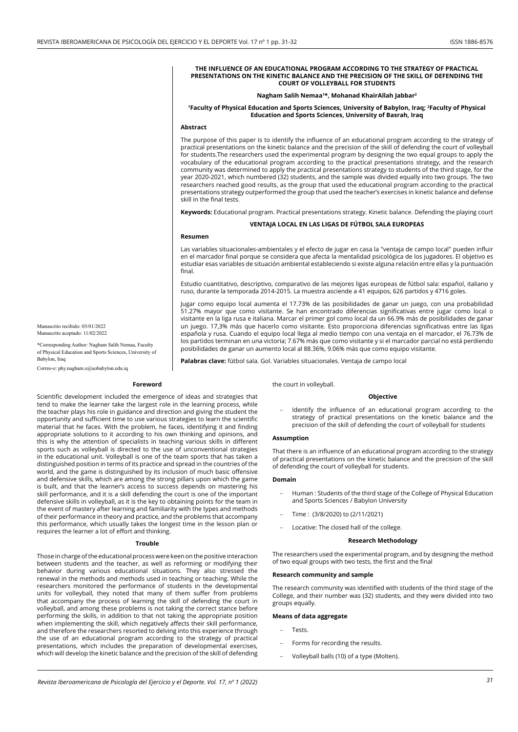**THE INFLUENCE OF AN EDUCATIONAL PROGRAM ACCORDING TO THE STRATEGY OF PRACTICAL PRESENTATIONS ON THE KINETIC BALANCE AND THE PRECISION OF THE SKILL OF DEFENDING THE COURT OF VOLLEYBALL FOR STUDENTS**

**Nagham Salih Nemaa[1]*, Mohanad KhairAllah Jabbar[2]**

**[1]Faculty of Physical Education and Sports Sciences, University of Babylon, Iraq; [2]Faculty of Physical Education and Sports Sciences, University of Basrah, Iraq**

### Abstract

The purpose of this paper is to identify the influence of an educational program according to the strategy of practical presentations on the kinetic balance and the precision of the skill of defending the court of volleyball for students.The researchers used the experimental program by designing the two equal groups to apply the vocabulary of the educational program according to the practical presentations strategy, and the research community was determined to apply the practical presentations strategy to students of the third stage, for the year 2020-2021, which numbered (32) students, and the sample was divided equally into two groups. The two researchers reached good results, as the group that used the educational program according to the practical presentations strategy outperformed the group that used the teacher's exercises in kinetic balance and defense skill in the final tests.

**Keywords:** Educational program. Practical presentations strategy. Kinetic balance. Defending the playing court

**VENTAJA LOCAL EN LAS LIGAS DE FÚTBOL SALA EUROPEAS**

### Resumen

Las variables situacionales-ambientales y el efecto de jugar en casa la "ventaja de campo local" pueden influir en el marcador final porque se considera que afecta la mentalidad psicológica de los jugadores. El objetivo es estudiar esas variables de situación ambiental estableciendo si existe alguna relación entre ellas y la puntuación final.

Estudio cuantitativo, descriptivo, comparativo de las mejores ligas europeas de fútbol sala: español, italiano y ruso, durante la temporada 2014-2015. La muestra asciende a 41 equipos, 626 partidos y 4716 goles.

Jugar como equipo local aumenta el 17.73% de las posibilidades de ganar un juego, con una probabilidad 51.27% mayor que como visitante. Se han encontrado diferencias significativas entre jugar como local o visitante en la liga rusa e italiana. Marcar el primer gol como local da un 66.9% más de posibilidades de ganar un juego. 17,3% más que hacerlo como visitante. Esto proporciona diferencias significativas entre las ligas española y rusa. Cuando el equipo local llega al medio tiempo con una ventaja en el marcador, el 76.73% de los partidos terminan en una victoria; 7.67% más que como visitante y si el marcador parcial no está perdiendo posibilidades de ganar un aumento local al 88.36%, 9.06% más que como equipo visitante.

**Palabras clave:** fútbol sala. Gol. Variables situacionales. Ventaja de campo local

Manuscrito recibido: 03/01/2022
Manuscrito aceptado: 11/02/2022

*Corresponding Author: Nagham Salih Nemaa, Faculty of Physical Education and Sports Sciences, University of Babylon, Iraq

Correo-e: phy.nagham.s@uobabylon.edu.iq

### Foreword

Scientific development included the emergence of ideas and strategies that tend to make the learner take the largest role in the learning process, while the teacher plays his role in guidance and direction and giving the student the opportunity and sufficient time to use various strategies to learn the scientific material that he faces. With the problem, he faces, identifying it and finding appropriate solutions to it according to his own thinking and opinions, and this is why the attention of specialists in teaching various skills in different sports such as volleyball is directed to the use of unconventional strategies in the educational unit. Volleyball is one of the team sports that has taken a distinguished position in terms of its practice and spread in the countries of the world, and the game is distinguished by its inclusion of much basic offensive and defensive skills, which are among the strong pillars upon which the game is built, and that the learner's access to success depends on mastering his skill performance, and it is a skill defending the court is one of the important defensive skills in volleyball, as it is the key to obtaining points for the team in the event of mastery after learning and familiarity with the types and methods of their performance in theory and practice, and the problems that accompany this performance, which usually takes the longest time in the lesson plan or requires the learner a lot of effort and thinking.

### Trouble

Those in charge of the educational process were keen on the positive interaction between students and the teacher, as well as reforming or modifying their behavior during various educational situations. They also stressed the renewal in the methods and methods used in teaching or teaching. While the researchers monitored the performance of students in the developmental units for volleyball, they noted that many of them suffer from problems that accompany the process of learning the skill of defending the court in volleyball, and among these problems is not taking the correct stance before performing the skills, in addition to that not taking the appropriate position when implementing the skill, which negatively affects their skill performance, and therefore the researchers resorted to delving into this experience through the use of an educational program according to the strategy of practical presentations, which includes the preparation of developmental exercises, which will develop the kinetic balance and the precision of the skill of defending the court in volleyball.

### Objective

- Identify the influence of an educational program according to the strategy of practical presentations on the kinetic balance and the precision of the skill of defending the court of volleyball for students

### Assumption

That there is an influence of an educational program according to the strategy of practical presentations on the kinetic balance and the precision of the skill of defending the court of volleyball for students.

### Domain

- Human : Students of the third stage of the College of Physical Education and Sports Sciences / Babylon University
- Time : (3/8/2020) to (2/11/2021)
- Locative: The closed hall of the college.

### Research Methodology

The researchers used the experimental program, and by designing the method of two equal groups with two tests, the first and the final

### Research community and sample

The research community was identified with students of the third stage of the College, and their number was (32) students, and they were divided into two groups equally.

### Means of data aggregate

- Tests.
- Forms for recording the results.
- Volleyball balls (10) of a type (Molten).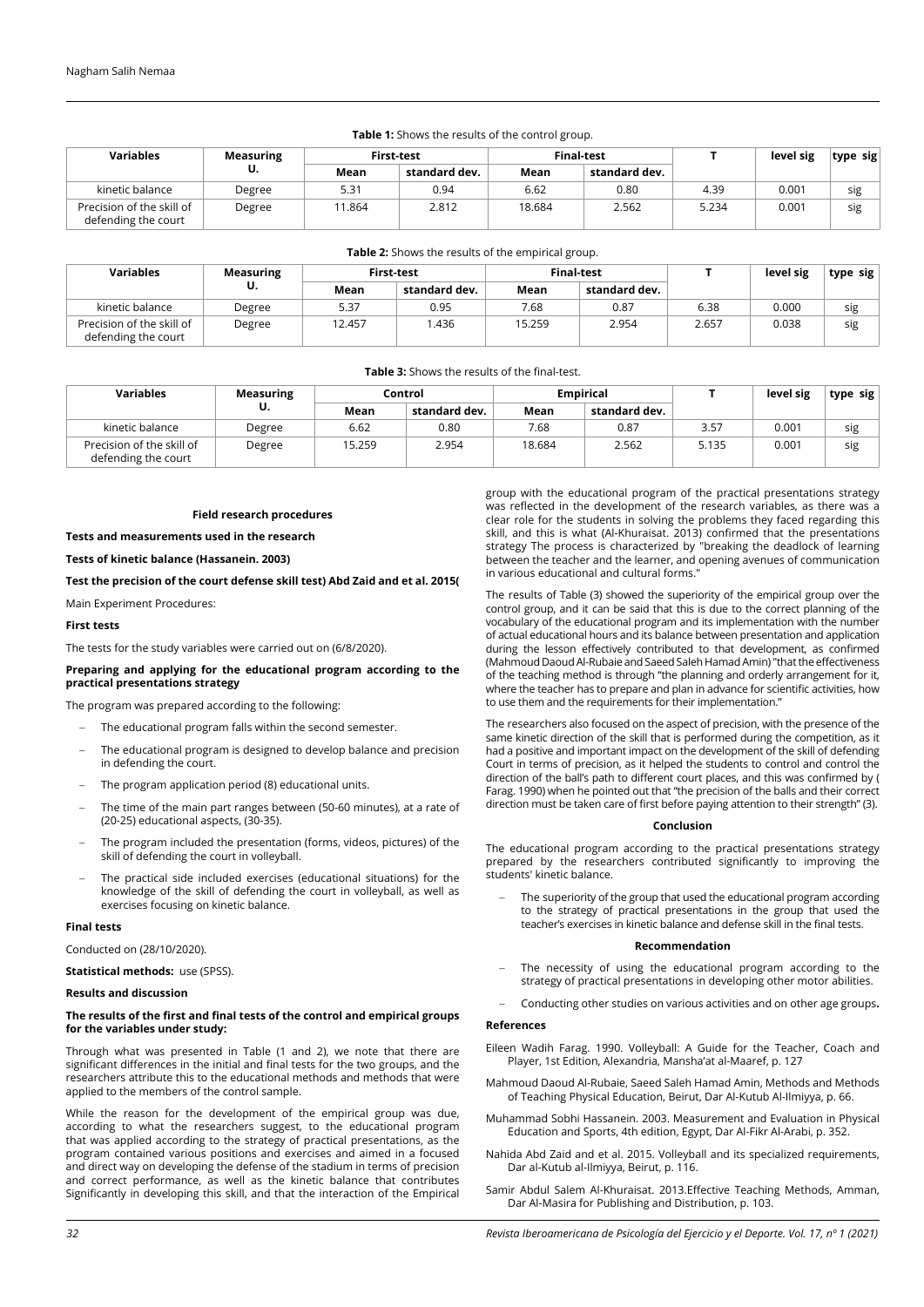**Table 1:** Shows the results of the control group.

| Variables | Measuring U. | First-test | | Final-test | | T | level sig | type sig |
|---|---|---|---|---|---|---|---|---|
| | | Mean | standard dev. | Mean | standard dev. | | | |
| kinetic balance | Degree | 5.31 | 0.94 | 6.62 | 0.80 | 4.39 | 0.001 | sig |
| Precision of the skill of defending the court | Degree | 11.864 | 2.812 | 18.684 | 2.562 | 5.234 | 0.001 | sig |

**Table 2:** Shows the results of the empirical group.

| Variables | Measuring U. | First-test | | Final-test | | T | level sig | type sig |
|---|---|---|---|---|---|---|---|---|
| | | Mean | standard dev. | Mean | standard dev. | | | |
| kinetic balance | Degree | 5.37 | 0.95 | 7.68 | 0.87 | 6.38 | 0.000 | sig |
| Precision of the skill of defending the court | Degree | 12.457 | 1.436 | 15.259 | 2.954 | 2.657 | 0.038 | sig |

**Table 3:** Shows the results of the final-test.

| Variables | Measuring U. | Control | | Empirical | | T | level sig | type sig |
|---|---|---|---|---|---|---|---|---|
| | | Mean | standard dev. | Mean | standard dev. | | | |
| kinetic balance | Degree | 6.62 | 0.80 | 7.68 | 0.87 | 3.57 | 0.001 | sig |
| Precision of the skill of defending the court | Degree | 15.259 | 2.954 | 18.684 | 2.562 | 5.135 | 0.001 | sig |

**Field research procedures**

**Tests and measurements used in the research**

**Tests of kinetic balance (Hassanein. 2003)**

**Test the precision of the court defense skill test) Abd Zaid and et al. 2015(**

Main Experiment Procedures:

**First tests**

The tests for the study variables were carried out on (6/8/2020).

**Preparing and applying for the educational program according to the practical presentations strategy**

The program was prepared according to the following:

- The educational program falls within the second semester.
- The educational program is designed to develop balance and precision in defending the court.
- The program application period (8) educational units.
- The time of the main part ranges between (50-60 minutes), at a rate of (20-25) educational aspects, (30-35).
- The program included the presentation (forms, videos, pictures) of the skill of defending the court in volleyball.
- The practical side included exercises (educational situations) for the knowledge of the skill of defending the court in volleyball, as well as exercises focusing on kinetic balance.

**Final tests**

Conducted on (28/10/2020).

**Statistical methods:** use (SPSS).

**Results and discussion**

**The results of the first and final tests of the control and empirical groups for the variables under study:**

Through what was presented in Table (1 and 2), we note that there are significant differences in the initial and final tests for the two groups, and the researchers attribute this to the educational methods and methods that were applied to the members of the control sample.

While the reason for the development of the empirical group was due, according to what the researchers suggest, to the educational program that was applied according to the strategy of practical presentations, as the program contained various positions and exercises and aimed in a focused and direct way on developing the defense of the stadium in terms of precision and correct performance, as well as the kinetic balance that contributes Significantly in developing this skill, and that the interaction of the Empirical group with the educational program of the practical presentations strategy was reflected in the development of the research variables, as there was a clear role for the students in solving the problems they faced regarding this skill, and this is what (Al-Khuraisat. 2013) confirmed that the presentations strategy The process is characterized by "breaking the deadlock of learning between the teacher and the learner, and opening avenues of communication in various educational and cultural forms."

The results of Table (3) showed the superiority of the empirical group over the control group, and it can be said that this is due to the correct planning of the vocabulary of the educational program and its implementation with the number of actual educational hours and its balance between presentation and application during the lesson effectively contributed to that development, as confirmed (Mahmoud Daoud Al-Rubaie and Saeed Saleh Hamad Amin) "that the effectiveness of the teaching method is through "the planning and orderly arrangement for it, where the teacher has to prepare and plan in advance for scientific activities, how to use them and the requirements for their implementation."

The researchers also focused on the aspect of precision, with the presence of the same kinetic direction of the skill that is performed during the competition, as it had a positive and important impact on the development of the skill of defending Court in terms of precision, as it helped the students to control and control the direction of the ball's path to different court places, and this was confirmed by ( Farag. 1990) when he pointed out that "the precision of the balls and their correct direction must be taken care of first before paying attention to their strength" (3).

**Conclusion**

The educational program according to the practical presentations strategy prepared by the researchers contributed significantly to improving the students' kinetic balance.

- The superiority of the group that used the educational program according to the strategy of practical presentations in the group that used the teacher's exercises in kinetic balance and defense skill in the final tests.

**Recommendation**

- The necessity of using the educational program according to the strategy of practical presentations in developing other motor abilities.
- Conducting other studies on various activities and on other age groups**.**

**References**

Eileen Wadih Farag. 1990. Volleyball: A Guide for the Teacher, Coach and Player, 1st Edition, Alexandria, Mansha'at al-Maaref, p. 127

Mahmoud Daoud Al-Rubaie, Saeed Saleh Hamad Amin, Methods and Methods of Teaching Physical Education, Beirut, Dar Al-Kutub Al-Ilmiyya, p. 66.

Muhammad Sobhi Hassanein. 2003. Measurement and Evaluation in Physical Education and Sports, 4th edition, Egypt, Dar Al-Fikr Al-Arabi, p. 352.

Nahida Abd Zaid and et al. 2015. Volleyball and its specialized requirements, Dar al-Kutub al-Ilmiyya, Beirut, p. 116.

Samir Abdul Salem Al-Khuraisat. 2013.Effective Teaching Methods, Amman, Dar Al-Masira for Publishing and Distribution, p. 103.